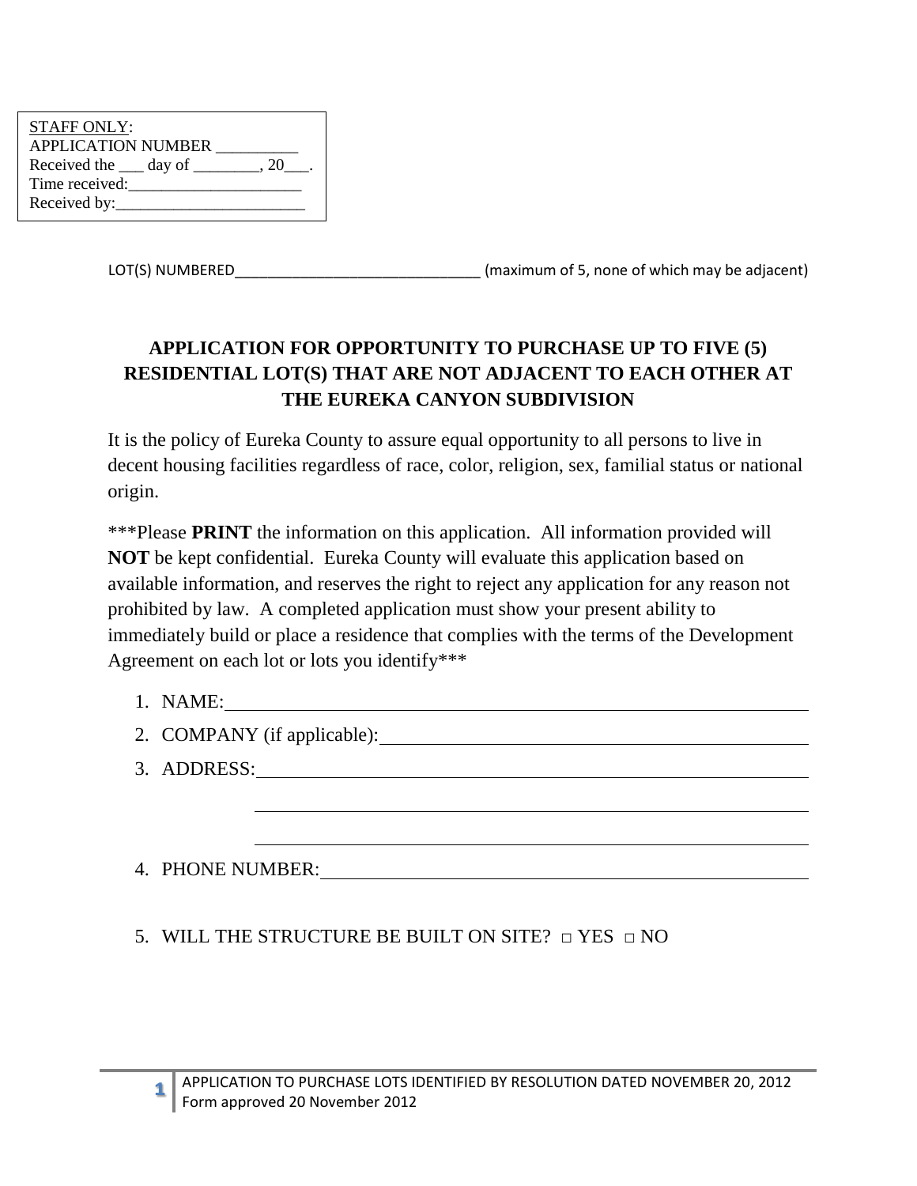STAFF ONLY:
APPLICATION NUMBER __________
Received the ___ day of ________, 20___.
Time received:_____________________
Received by:_______________________

LOT(S) NUMBERED______________________________ (maximum of 5, none of which may be adjacent)

## APPLICATION FOR OPPORTUNITY TO PURCHASE UP TO FIVE (5) RESIDENTIAL LOT(S) THAT ARE NOT ADJACENT TO EACH OTHER AT THE EUREKA CANYON SUBDIVISION

It is the policy of Eureka County to assure equal opportunity to all persons to live in decent housing facilities regardless of race, color, religion, sex, familial status or national origin.

***Please **PRINT** the information on this application. All information provided will **NOT** be kept confidential. Eureka County will evaluate this application based on available information, and reserves the right to reject any application for any reason not prohibited by law. A completed application must show your present ability to immediately build or place a residence that complies with the terms of the Development Agreement on each lot or lots you identify***

1. NAME:______________________________________________________________
2. COMPANY (if applicable):_____________________________________________
3. ADDRESS:___________________________________________________________

   ___________________________________________________________

   ___________________________________________________________
4. PHONE NUMBER:_____________________________________________________

5. WILL THE STRUCTURE BE BUILT ON SITE? □ YES □ NO

APPLICATION TO PURCHASE LOTS IDENTIFIED BY RESOLUTION DATED NOVEMBER 20, 2012
Form approved 20 November 2012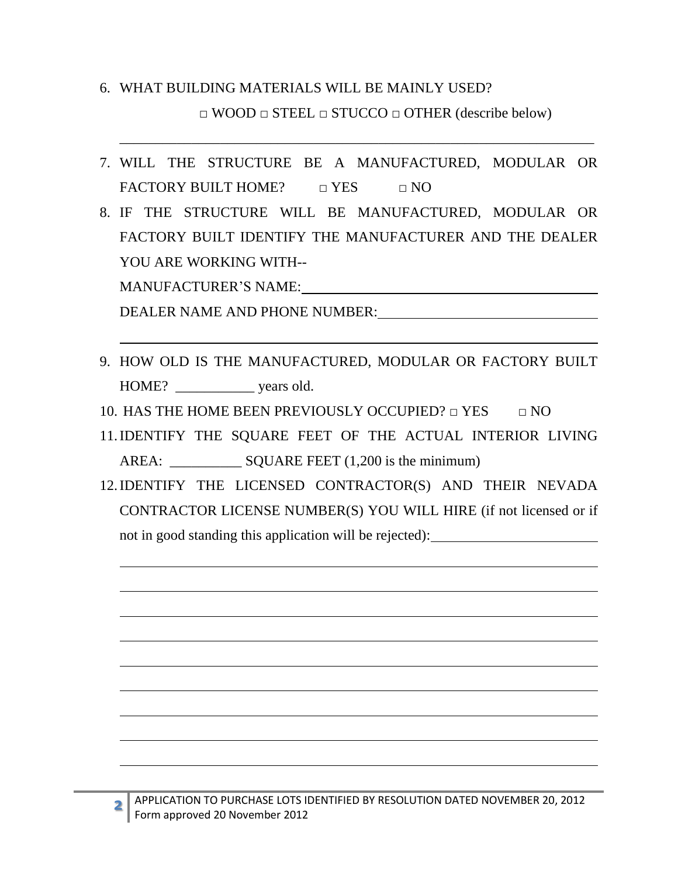6. WHAT BUILDING MATERIALS WILL BE MAINLY USED?

   □ WOOD □ STEEL □ STUCCO □ OTHER (describe below)

   ______________________________________________________________________

7. WILL THE STRUCTURE BE A MANUFACTURED, MODULAR OR FACTORY BUILT HOME? □ YES □ NO

8. IF THE STRUCTURE WILL BE MANUFACTURED, MODULAR OR FACTORY BUILT IDENTIFY THE MANUFACTURER AND THE DEALER YOU ARE WORKING WITH--

   MANUFACTURER'S NAME: ____________________________________________

   DEALER NAME AND PHONE NUMBER: _________________________________

   ______________________________________________________________________

9. HOW OLD IS THE MANUFACTURED, MODULAR OR FACTORY BUILT HOME? ___________ years old.

10. HAS THE HOME BEEN PREVIOUSLY OCCUPIED? □ YES □ NO

11. IDENTIFY THE SQUARE FEET OF THE ACTUAL INTERIOR LIVING AREA: __________ SQUARE FEET (1,200 is the minimum)

12. IDENTIFY THE LICENSED CONTRACTOR(S) AND THEIR NEVADA CONTRACTOR LICENSE NUMBER(S) YOU WILL HIRE (if not licensed or if not in good standing this application will be rejected): ________________________

    ______________________________________________________________________

    ______________________________________________________________________

    ______________________________________________________________________

    ______________________________________________________________________

    ______________________________________________________________________

    ______________________________________________________________________

    ______________________________________________________________________

    ______________________________________________________________________

    ______________________________________________________________________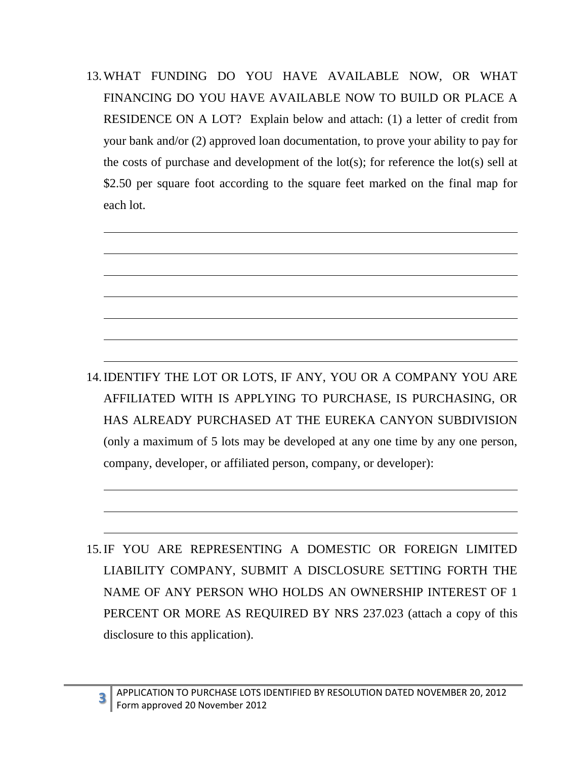13. WHAT FUNDING DO YOU HAVE AVAILABLE NOW, OR WHAT FINANCING DO YOU HAVE AVAILABLE NOW TO BUILD OR PLACE A RESIDENCE ON A LOT? Explain below and attach: (1) a letter of credit from your bank and/or (2) approved loan documentation, to prove your ability to pay for the costs of purchase and development of the lot(s); for reference the lot(s) sell at $2.50 per square foot according to the square feet marked on the final map for each lot.

_______________________________________________________________________

_______________________________________________________________________

_______________________________________________________________________

_______________________________________________________________________

_______________________________________________________________________

_______________________________________________________________________

_______________________________________________________________________

14. IDENTIFY THE LOT OR LOTS, IF ANY, YOU OR A COMPANY YOU ARE AFFILIATED WITH IS APPLYING TO PURCHASE, IS PURCHASING, OR HAS ALREADY PURCHASED AT THE EUREKA CANYON SUBDIVISION (only a maximum of 5 lots may be developed at any one time by any one person, company, developer, or affiliated person, company, or developer):

_______________________________________________________________________

_______________________________________________________________________

_______________________________________________________________________

15. IF YOU ARE REPRESENTING A DOMESTIC OR FOREIGN LIMITED LIABILITY COMPANY, SUBMIT A DISCLOSURE SETTING FORTH THE NAME OF ANY PERSON WHO HOLDS AN OWNERSHIP INTEREST OF 1 PERCENT OR MORE AS REQUIRED BY NRS 237.023 (attach a copy of this disclosure to this application).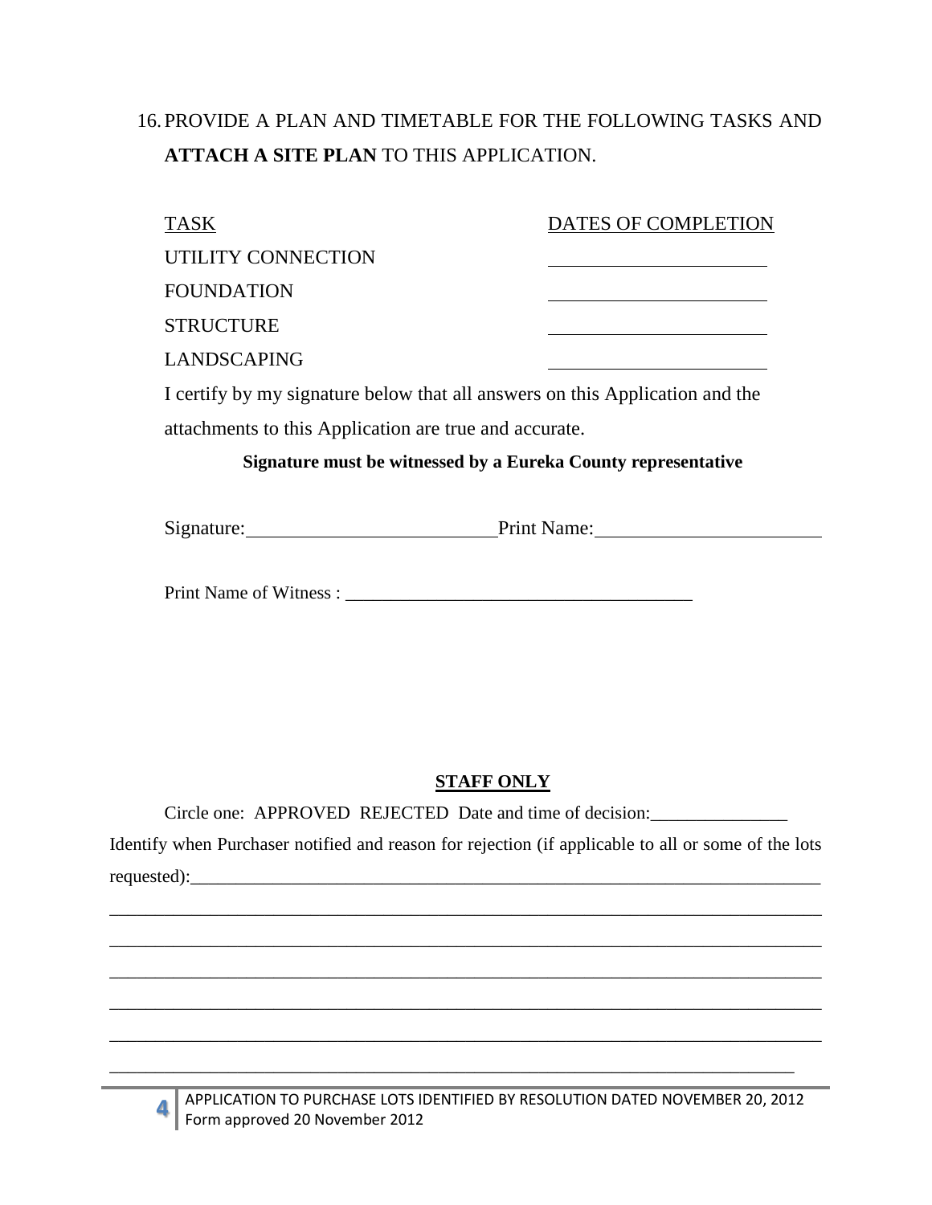16. PROVIDE A PLAN AND TIMETABLE FOR THE FOLLOWING TASKS AND **ATTACH A SITE PLAN** TO THIS APPLICATION.

| TASK | DATES OF COMPLETION |
|---|---|
| UTILITY CONNECTION | ______________________ |
| FOUNDATION | ______________________ |
| STRUCTURE | ______________________ |
| LANDSCAPING | ______________________ |

I certify by my signature below that all answers on this Application and the attachments to this Application are true and accurate.

**Signature must be witnessed by a Eureka County representative**

Signature:_________________________Print Name:_______________________

Print Name of Witness : ____________________________________

**STAFF ONLY**

Circle one: APPROVED REJECTED Date and time of decision:_______________

Identify when Purchaser notified and reason for rejection (if applicable to all or some of the lots requested):_______________________________________________________________________

_____________________________________________________________________________

_____________________________________________________________________________

_____________________________________________________________________________

_____________________________________________________________________________

_____________________________________________________________________________

_____________________________________________________________________________